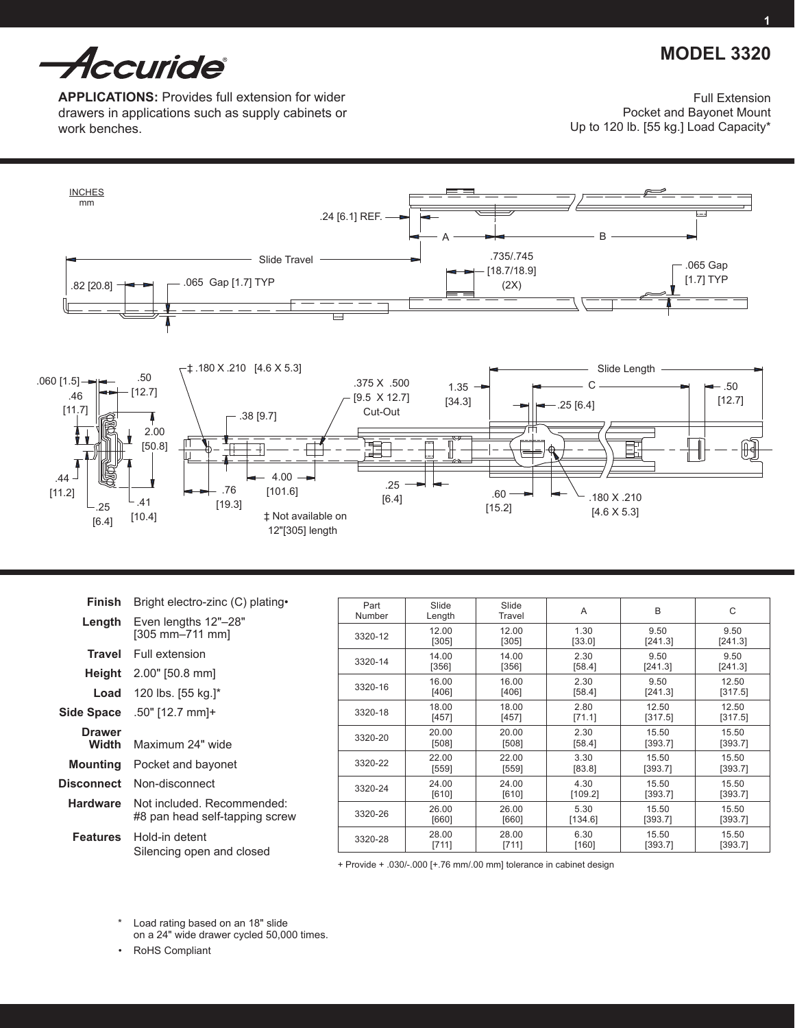Accuride®

# MODEL 3320

**APPLICATIONS:** Provides full extension for wider drawers in applications such as supply cabinets or work benches.

Full Extension
Pocket and Bayonet Mount
Up to 120 lb. [55 kg.] Load Capacity*

INCHES
mm

.24 [6.1] REF.
A
B
Slide Travel
.735/.745
[18.7/18.9]
(2X)
.065 Gap
[1.7] TYP
.82 [20.8]
.065 Gap [1.7] TYP

.060 [1.5]
.46
[11.7]
.50
[12.7]
2.00
[50.8]
.44
[11.2]
.25
[6.4]
.41
[10.4]
‡ .180 X .210 [4.6 X 5.3]
.38 [9.7]
.76
[19.3]
4.00
[101.6]
‡ Not available on
12"[305] length
.375 X .500
[9.5 X 12.7]
Cut-Out
.25
[6.4]
1.35
[34.3]
Slide Length
C
.25 [6.4]
.50
[12.7]
.60
[15.2]
.180 X .210
[4.6 X 5.3]

**Finish** Bright electro-zinc (C) plating•

**Length** Even lengths 12"–28" [305 mm–711 mm]

**Travel** Full extension

**Height** 2.00" [50.8 mm]

**Load** 120 lbs. [55 kg.]*

**Side Space** .50" [12.7 mm]+

**Drawer Width** Maximum 24" wide

**Mounting** Pocket and bayonet

**Disconnect** Non-disconnect

**Hardware** Not included. Recommended: #8 pan head self-tapping screw

**Features** Hold-in detent
Silencing open and closed

| Part Number | Slide Length | Slide Travel | A | B | C |
|---|---|---|---|---|---|
| 3320-12 | 12.00 [305] | 12.00 [305] | 1.30 [33.0] | 9.50 [241.3] | 9.50 [241.3] |
| 3320-14 | 14.00 [356] | 14.00 [356] | 2.30 [58.4] | 9.50 [241.3] | 9.50 [241.3] |
| 3320-16 | 16.00 [406] | 16.00 [406] | 2.30 [58.4] | 9.50 [241.3] | 12.50 [317.5] |
| 3320-18 | 18.00 [457] | 18.00 [457] | 2.80 [71.1] | 12.50 [317.5] | 12.50 [317.5] |
| 3320-20 | 20.00 [508] | 20.00 [508] | 2.30 [58.4] | 15.50 [393.7] | 15.50 [393.7] |
| 3320-22 | 22.00 [559] | 22.00 [559] | 3.30 [83.8] | 15.50 [393.7] | 15.50 [393.7] |
| 3320-24 | 24.00 [610] | 24.00 [610] | 4.30 [109.2] | 15.50 [393.7] | 15.50 [393.7] |
| 3320-26 | 26.00 [660] | 26.00 [660] | 5.30 [134.6] | 15.50 [393.7] | 15.50 [393.7] |
| 3320-28 | 28.00 [711] | 28.00 [711] | 6.30 [160] | 15.50 [393.7] | 15.50 [393.7] |

+ Provide + .030/-.000 [+.76 mm/.00 mm] tolerance in cabinet design

\* Load rating based on an 18" slide on a 24" wide drawer cycled 50,000 times.

• RoHS Compliant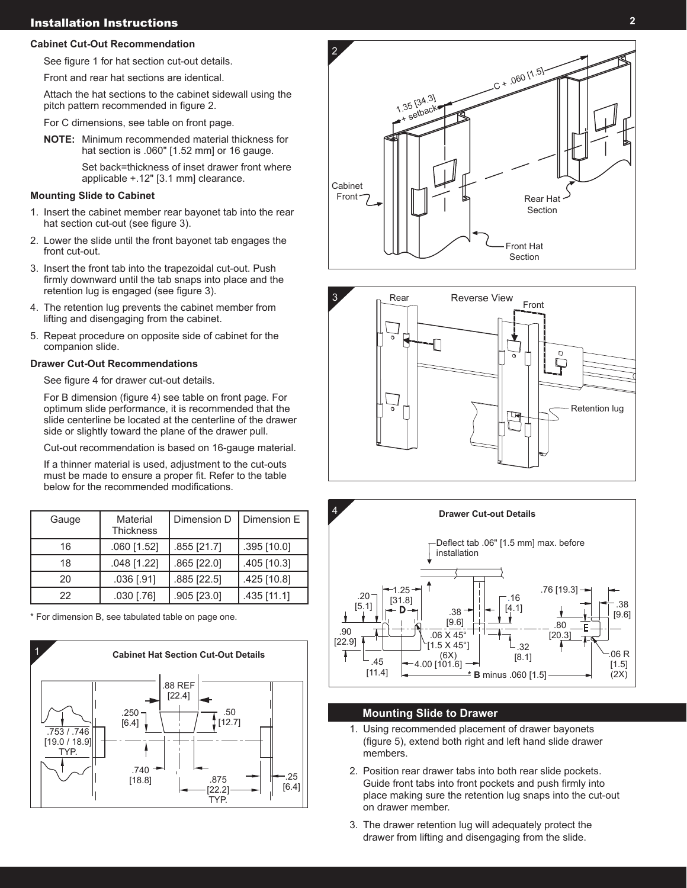## Installation Instructions

### Cabinet Cut-Out Recommendation

See figure 1 for hat section cut-out details.

Front and rear hat sections are identical.

Attach the hat sections to the cabinet sidewall using the pitch pattern recommended in figure 2.

For C dimensions, see table on front page.

**NOTE:** Minimum recommended material thickness for hat section is .060" [1.52 mm] or 16 gauge.

Set back=thickness of inset drawer front where applicable +.12" [3.1 mm] clearance.

### Mounting Slide to Cabinet

1. Insert the cabinet member rear bayonet tab into the rear hat section cut-out (see figure 3).
2. Lower the slide until the front bayonet tab engages the front cut-out.
3. Insert the front tab into the trapezoidal cut-out. Push firmly downward until the tab snaps into place and the retention lug is engaged (see figure 3).
4. The retention lug prevents the cabinet member from lifting and disengaging from the cabinet.
5. Repeat procedure on opposite side of cabinet for the companion slide.

### Drawer Cut-Out Recommendations

See figure 4 for drawer cut-out details.

For B dimension (figure 4) see table on front page. For optimum slide performance, it is recommended that the slide centerline be located at the centerline of the drawer side or slightly toward the plane of the drawer pull.

Cut-out recommendation is based on 16-gauge material.

If a thinner material is used, adjustment to the cut-outs must be made to ensure a proper fit. Refer to the table below for the recommended modifications.

| Gauge | Material Thickness | Dimension D | Dimension E |
|---|---|---|---|
| 16 | .060 [1.52] | .855 [21.7] | .395 [10.0] |
| 18 | .048 [1.22] | .865 [22.0] | .405 [10.3] |
| 20 | .036 [.91] | .885 [22.5] | .425 [10.8] |
| 22 | .030 [.76] | .905 [23.0] | .435 [11.1] |

* For dimension B, see tabulated table on page one.

1

Cabinet Hat Section Cut-Out Details

.753 / .746 [19.0 / 18.9] TYP.
.250 [6.4]
.88 REF [22.4]
.50 [12.7]
.740 [18.8]
.875 [22.2] TYP.
.25 [6.4]

2

1.35 [34.3] + setback
C + .060 [1.5]
Cabinet Front
Rear Hat Section
Front Hat Section

3

Rear
Reverse View
Front
Retention lug

4

Drawer Cut-out Details

Deflect tab .06" [1.5 mm] max. before installation
.20 [5.1]
1.25 [31.8]
D
.90 [22.9]
.45 [11.4]
.38 [9.6]
.06 X 45° [1.5 X 45°] (6X)
4.00 [101.6]
.16 [4.1]
.32 [8.1]
.76 [19.3]
.80 [20.3]
E
.38 [9.6]
.06 R [1.5] (2X)
* **B** minus .060 [1.5]

### Mounting Slide to Drawer

1. Using recommended placement of drawer bayonets (figure 5), extend both right and left hand slide drawer members.
2. Position rear drawer tabs into both rear slide pockets. Guide front tabs into front pockets and push firmly into place making sure the retention lug snaps into the cut-out on drawer member.
3. The drawer retention lug will adequately protect the drawer from lifting and disengaging from the slide.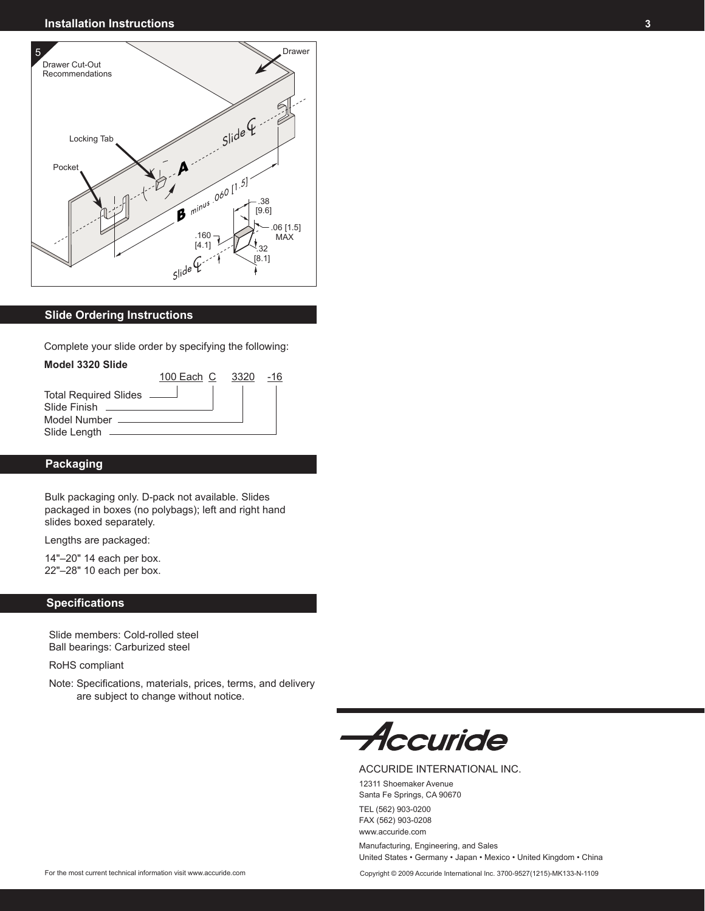## Installation Instructions

5 Drawer Cut-Out Recommendations

Drawer

Locking Tab

Pocket

Slide ℄

A

B minus .060 [1.5]

.38 [9.6]

.06 [1.5] MAX

.160 [4.1]

.32 [8.1]

Slide ℄

## Slide Ordering Instructions

Complete your slide order by specifying the following:

**Model 3320 Slide**

100 Each C 3320 -16

- Total Required Slides — 100 Each
- Slide Finish — C
- Model Number — 3320
- Slide Length — -16

## Packaging

Bulk packaging only. D-pack not available. Slides packaged in boxes (no polybags); left and right hand slides boxed separately.

Lengths are packaged:

14"–20" 14 each per box.
22"–28" 10 each per box.

## Specifications

Slide members: Cold-rolled steel
Ball bearings: Carburized steel

RoHS compliant

Note: Specifications, materials, prices, terms, and delivery are subject to change without notice.

For the most current technical information visit www.accuride.com

Accuride

ACCURIDE INTERNATIONAL INC.

12311 Shoemaker Avenue
Santa Fe Springs, CA 90670

TEL (562) 903-0200
FAX (562) 903-0208
www.accuride.com

Manufacturing, Engineering, and Sales
United States • Germany • Japan • Mexico • United Kingdom • China

Copyright © 2009 Accuride International Inc. 3700-9527(1215)-MK133-N-1109